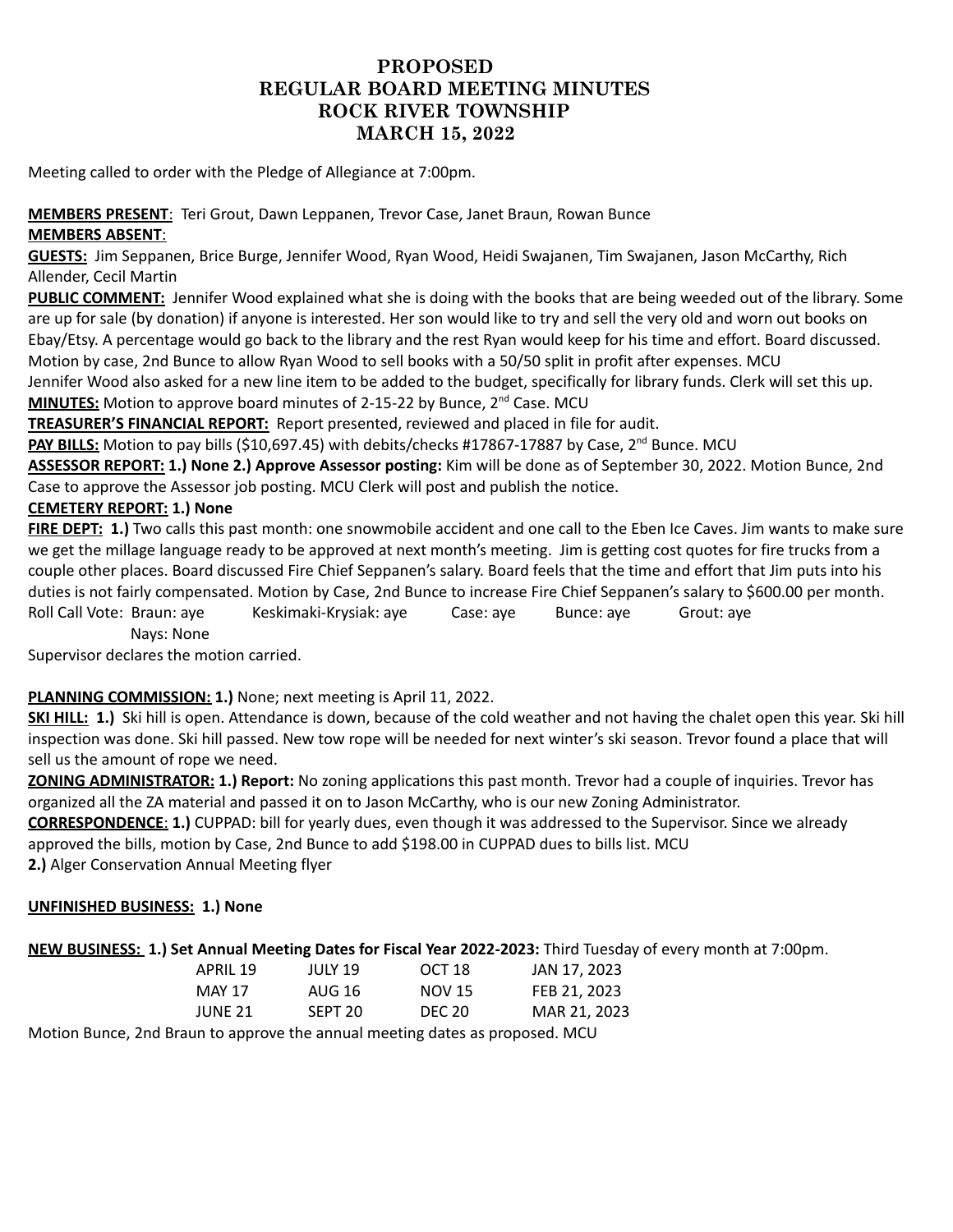# PROPOSED
# REGULAR BOARD MEETING MINUTES
# ROCK RIVER TOWNSHIP
# MARCH 15, 2022

Meeting called to order with the Pledge of Allegiance at 7:00pm.

**MEMBERS PRESENT**: Teri Grout, Dawn Leppanen, Trevor Case, Janet Braun, Rowan Bunce
**MEMBERS ABSENT**:
**GUESTS:** Jim Seppanen, Brice Burge, Jennifer Wood, Ryan Wood, Heidi Swajanen, Tim Swajanen, Jason McCarthy, Rich Allender, Cecil Martin
**PUBLIC COMMENT:** Jennifer Wood explained what she is doing with the books that are being weeded out of the library. Some are up for sale (by donation) if anyone is interested. Her son would like to try and sell the very old and worn out books on Ebay/Etsy. A percentage would go back to the library and the rest Ryan would keep for his time and effort. Board discussed. Motion by case, 2nd Bunce to allow Ryan Wood to sell books with a 50/50 split in profit after expenses. MCU
Jennifer Wood also asked for a new line item to be added to the budget, specifically for library funds. Clerk will set this up.
**MINUTES:** Motion to approve board minutes of 2-15-22 by Bunce, 2nd Case. MCU
**TREASURER'S FINANCIAL REPORT:** Report presented, reviewed and placed in file for audit.
**PAY BILLS:** Motion to pay bills ($10,697.45) with debits/checks #17867-17887 by Case, 2nd Bunce. MCU
**ASSESSOR REPORT: 1.) None 2.) Approve Assessor posting:** Kim will be done as of September 30, 2022. Motion Bunce, 2nd Case to approve the Assessor job posting. MCU Clerk will post and publish the notice.
**CEMETERY REPORT: 1.) None**
**FIRE DEPT: 1.)** Two calls this past month: one snowmobile accident and one call to the Eben Ice Caves. Jim wants to make sure we get the millage language ready to be approved at next month's meeting. Jim is getting cost quotes for fire trucks from a couple other places. Board discussed Fire Chief Seppanen's salary. Board feels that the time and effort that Jim puts into his duties is not fairly compensated. Motion by Case, 2nd Bunce to increase Fire Chief Seppanen's salary to $600.00 per month.
Roll Call Vote: Braun: aye Keskimaki-Krysiak: aye Case: aye Bunce: aye Grout: aye
Nays: None
Supervisor declares the motion carried.

**PLANNING COMMISSION: 1.)** None; next meeting is April 11, 2022.
**SKI HILL: 1.)** Ski hill is open. Attendance is down, because of the cold weather and not having the chalet open this year. Ski hill inspection was done. Ski hill passed. New tow rope will be needed for next winter's ski season. Trevor found a place that will sell us the amount of rope we need.
**ZONING ADMINISTRATOR: 1.) Report:** No zoning applications this past month. Trevor had a couple of inquiries. Trevor has organized all the ZA material and passed it on to Jason McCarthy, who is our new Zoning Administrator.
**CORRESPONDENCE**: **1.)** CUPPAD: bill for yearly dues, even though it was addressed to the Supervisor. Since we already approved the bills, motion by Case, 2nd Bunce to add $198.00 in CUPPAD dues to bills list. MCU
**2.)** Alger Conservation Annual Meeting flyer

**UNFINISHED BUSINESS: 1.) None**

**NEW BUSINESS: 1.) Set Annual Meeting Dates for Fiscal Year 2022-2023:** Third Tuesday of every month at 7:00pm.

| | | | |
|---|---|---|---|
| APRIL 19 | JULY 19 | OCT 18 | JAN 17, 2023 |
| MAY 17 | AUG 16 | NOV 15 | FEB 21, 2023 |
| JUNE 21 | SEPT 20 | DEC 20 | MAR 21, 2023 |

Motion Bunce, 2nd Braun to approve the annual meeting dates as proposed. MCU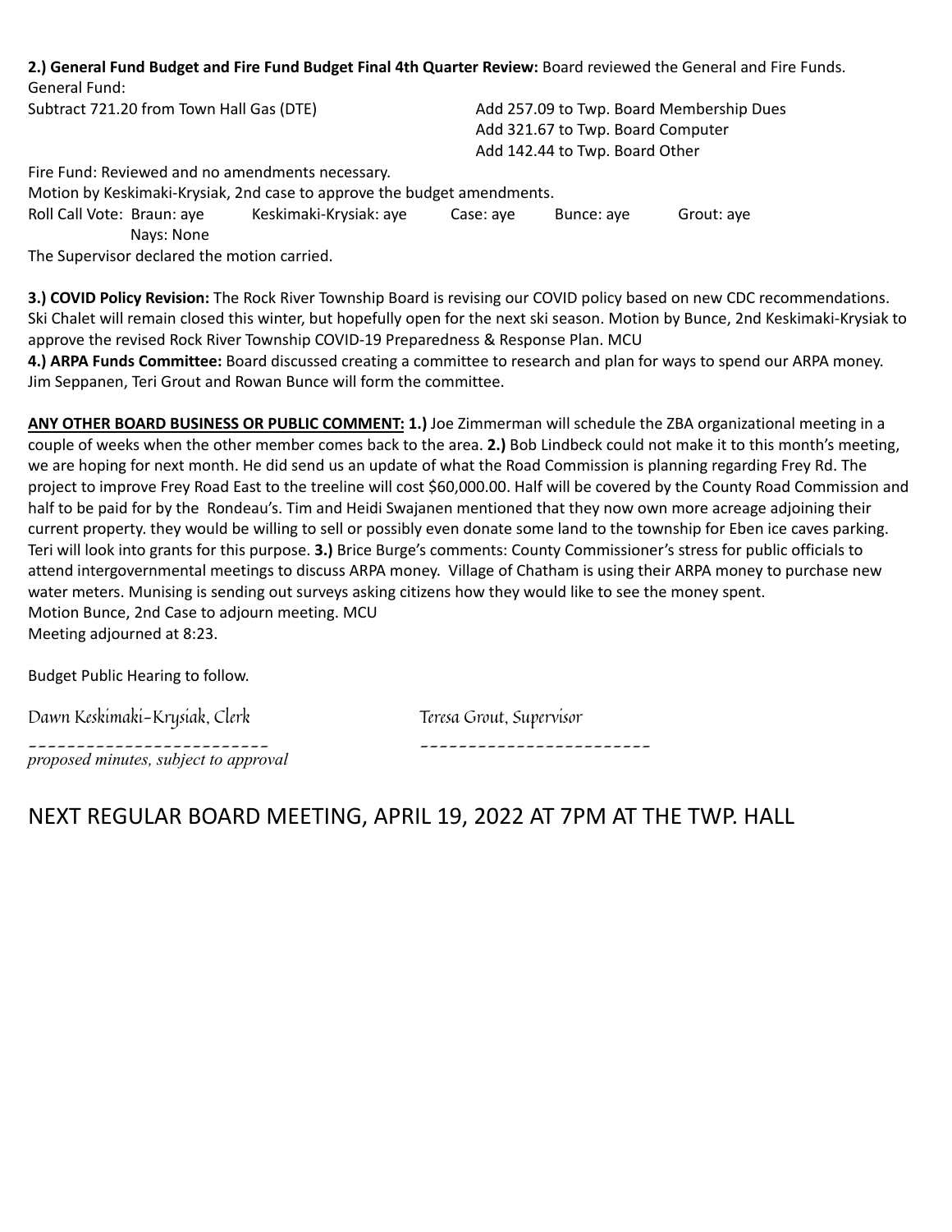**2.) General Fund Budget and Fire Fund Budget Final 4th Quarter Review:** Board reviewed the General and Fire Funds.

General Fund:

Subtract 721.20 from Town Hall Gas (DTE)

Add 257.09 to Twp. Board Membership Dues
Add 321.67 to Twp. Board Computer
Add 142.44 to Twp. Board Other

Fire Fund: Reviewed and no amendments necessary.

Motion by Keskimaki-Krysiak, 2nd case to approve the budget amendments.

Roll Call Vote: Braun: aye Keskimaki-Krysiak: aye Case: aye Bunce: aye Grout: aye
Nays: None

The Supervisor declared the motion carried.

**3.) COVID Policy Revision:** The Rock River Township Board is revising our COVID policy based on new CDC recommendations. Ski Chalet will remain closed this winter, but hopefully open for the next ski season. Motion by Bunce, 2nd Keskimaki-Krysiak to approve the revised Rock River Township COVID-19 Preparedness & Response Plan. MCU

**4.) ARPA Funds Committee:** Board discussed creating a committee to research and plan for ways to spend our ARPA money. Jim Seppanen, Teri Grout and Rowan Bunce will form the committee.

**ANY OTHER BOARD BUSINESS OR PUBLIC COMMENT:** **1.)** Joe Zimmerman will schedule the ZBA organizational meeting in a couple of weeks when the other member comes back to the area. **2.)** Bob Lindbeck could not make it to this month's meeting, we are hoping for next month. He did send us an update of what the Road Commission is planning regarding Frey Rd. The project to improve Frey Road East to the treeline will cost $60,000.00. Half will be covered by the County Road Commission and half to be paid for by the Rondeau's. Tim and Heidi Swajanen mentioned that they now own more acreage adjoining their current property. they would be willing to sell or possibly even donate some land to the township for Eben ice caves parking. Teri will look into grants for this purpose. **3.)** Brice Burge's comments: County Commissioner's stress for public officials to attend intergovernmental meetings to discuss ARPA money. Village of Chatham is using their ARPA money to purchase new water meters. Munising is sending out surveys asking citizens how they would like to see the money spent.

Motion Bunce, 2nd Case to adjourn meeting. MCU

Meeting adjourned at 8:23.

Budget Public Hearing to follow.

Dawn Keskimaki-Krysiak, Clerk
_________________________
*proposed minutes, subject to approval*

Teresa Grout, Supervisor
_________________________

NEXT REGULAR BOARD MEETING, APRIL 19, 2022 AT 7PM AT THE TWP. HALL